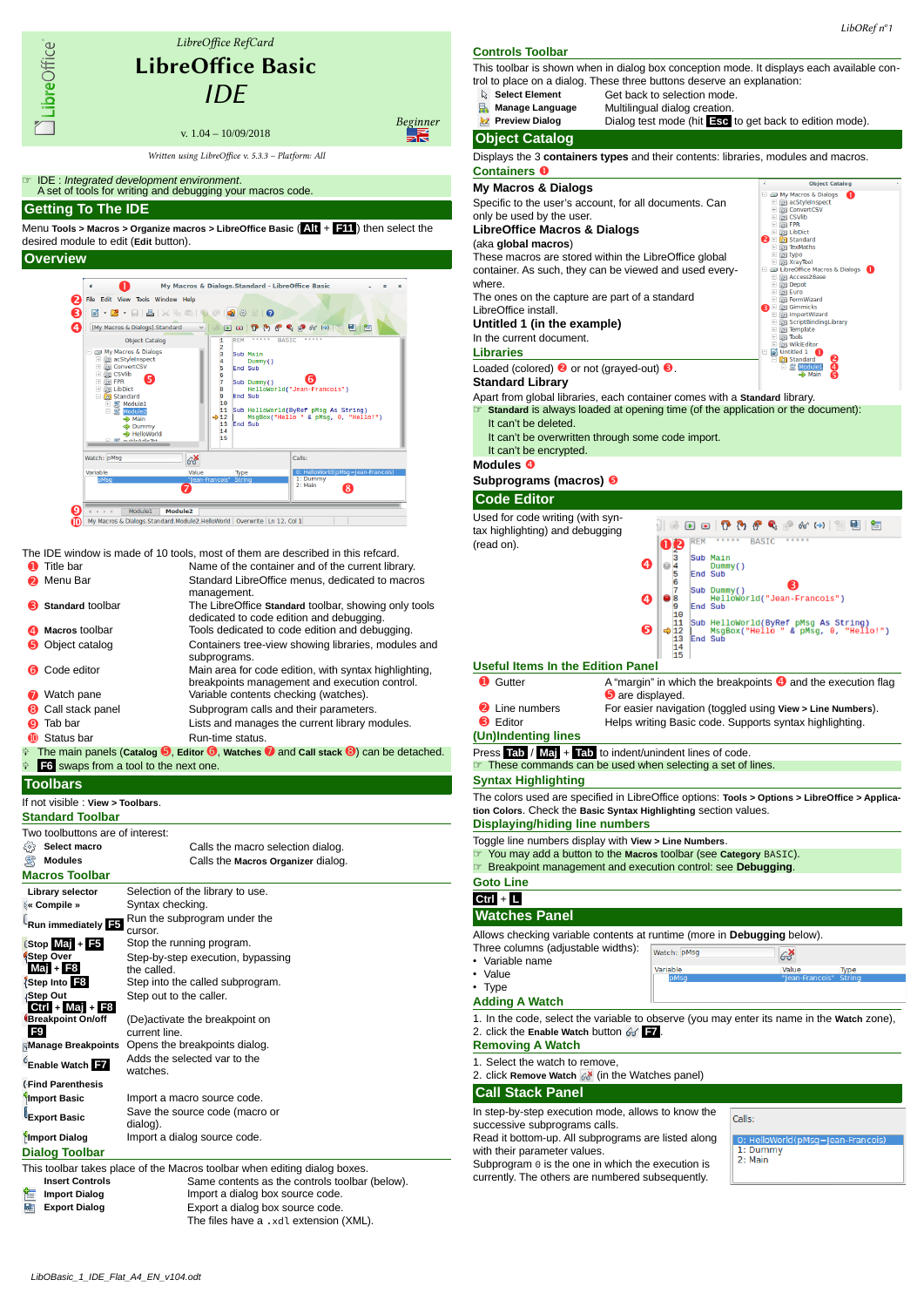LibreOffice RefCard

# LibreOffice Basic IDE

Beginner

v. 1.04 – 10/09/2018

*Written using LibreOffice v. 5.3.3 – Platform: All*

☞ IDE : *Integrated development environment*.
A set of tools for writing and debugging your macros code.

## Getting To The IDE

Menu **Tools > Macros > Organize macros > LibreOffice Basic** (**Alt** + **F11**) then select the desired module to edit (**Edit** button).

## Overview

The IDE window is made of 10 tools, most of them are described in this refcard.

| | |
|---|---|
| ❶ Title bar | Name of the container and of the current library. |
| ❷ Menu Bar | Standard LibreOffice menus, dedicated to macros management. |
| ❸ **Standard** toolbar | The LibreOffice **Standard** toolbar, showing only tools dedicated to code edition and debugging. |
| ❹ **Macros** toolbar | Tools dedicated to code edition and debugging. |
| ❺ Object catalog | Containers tree-view showing libraries, modules and subprograms. |
| ❻ Code editor | Main area for code edition, with syntax highlighting, breakpoints management and execution control. |
| ❼ Watch pane | Variable contents checking (watches). |
| ❽ Call stack panel | Subprogram calls and their parameters. |
| ❾ Tab bar | Lists and manages the current library modules. |
| ❿ Status bar | Run-time status. |

The main panels (**Catalog** ❺, **Editor** ❻, **Watches** ❼ and **Call stack** ❽) can be detached.
**F6** swaps from a tool to the next one.

## Toolbars

If not visible : **View > Toolbars**.

### Standard Toolbar

Two toolbuttons are of interest:

| | |
|---|---|
| **Select macro** | Calls the macro selection dialog. |
| **Modules** | Calls the **Macros Organizer** dialog. |

### Macros Toolbar

| | |
|---|---|
| **Library selector** | Selection of the library to use. |
| **« Compile »** | Syntax checking. |
| **Run immediately** **F5** | Run the subprogram under the cursor. |
| **Stop** **Maj** + **F5** | Stop the running program. |
| **Step Over** **Maj** + **F8** | Step-by-step execution, bypassing the called. |
| **Step Into** **F8** | Step into the called subprogram. |
| **Step Out** **Ctrl** + **Maj** + **F8** | Step out to the caller. |
| **Breakpoint On/off** **F9** | (De)activate the breakpoint on current line. |
| **Manage Breakpoints** | Opens the breakpoints dialog. |
| **Enable Watch** **F7** | Adds the selected var to the watches. |
| **Find Parenthesis** | |
| **Import Basic** | Import a macro source code. |
| **Export Basic** | Save the source code (macro or dialog). |
| **Import Dialog** | Import a dialog source code. |

### Dialog Toolbar

This toolbar takes place of the Macros toolbar when editing dialog boxes.

| | |
|---|---|
| **Insert Controls** | Same contents as the controls toolbar (below). |
| **Import Dialog** | Import a dialog box source code. |
| **Export Dialog** | Export a dialog box source code. The files have a `.xdl` extension (XML). |

### Controls Toolbar

This toolbar is shown when in dialog box conception mode. It displays each available control to place on a dialog. These three buttons deserve an explanation:

| | |
|---|---|
| **Select Element** | Get back to selection mode. |
| **Manage Language** | Multilingual dialog creation. |
| **Preview Dialog** | Dialog test mode (hit **Esc** to get back to edition mode). |

## Object Catalog

Displays the 3 **containers types** and their contents: libraries, modules and macros.

### Containers

**My Macros & Dialogs**

Specific to the user's account, for all documents. Can only be used by the user.

**LibreOffice Macros & Dialogs**

(aka **global macros**)
These macros are stored within the LibreOffice global container. As such, they can be viewed and used everywhere.
The ones on the capture are part of a standard LibreOffice install.

**Untitled 1 (in the example)**

In the current document.

### Libraries

Loaded (colored) ❷ or not (grayed-out) ❸.

**Standard Library**

Apart from global libraries, each container comes with a **Standard** library.
☞ **Standard** is always loaded at opening time (of the application or the document):
It can't be deleted.
It can't be overwritten through some code import.
It can't be encrypted.

**Modules** ❹

**Subprograms (macros)** ❺

## Code Editor

Used for code writing (with syntax highlighting) and debugging (read on).

```
REM  *****  BASIC  *****

Sub Main
	Dummy()
End Sub

Sub Dummy()
	HelloWorld("Jean-Francois")
End Sub

Sub HelloWorld(ByRef pMsg As String)
	MsgBox("Hello " & pMsg, 0, "Hello!")
End Sub
```

### Useful Items In the Edition Panel

| | |
|---|---|
| ❶ Gutter | A "margin" in which the breakpoints ❹ and the execution flag ❺ are displayed. |
| ❷ Line numbers | For easier navigation (toggled using **View > Line Numbers**). |
| ❸ Editor | Helps writing Basic code. Supports syntax highlighting. |

### (Un)Indenting lines

Press **Tab** / **Maj** + **Tab** to indent/unindent lines of code.
☞ These commands can be used when selecting a set of lines.

### Syntax Highlighting

The colors used are specified in LibreOffice options: **Tools > Options > LibreOffice > Application Colors**. Check the **Basic Syntax Highlighting** section values.

### Displaying/hiding line numbers

Toggle line numbers display with **View > Line Numbers**.
☞ You may add a button to the **Macros** toolbar (see **Category** BASIC).
☞ Breakpoint management and execution control: see **Debugging**.

### Goto Line

**Ctrl** + **L**

## Watches Panel

Allows checking variable contents at runtime (more in **Debugging** below).
Three columns (adjustable widths):

- Variable name
- Value
- Type

### Adding A Watch

1. In the code, select the variable to observe (you may enter its name in the **Watch** zone),
2. click the **Enable Watch** button **F7**.

### Removing A Watch

1. Select the watch to remove,
2. click **Remove Watch** (in the Watches panel)

## Call Stack Panel

In step-by-step execution mode, allows to know the successive subprograms calls.
Read it bottom-up. All subprograms are listed along with their parameter values.
Subprogram 0 is the one in which the execution is currently. The others are numbered subsequently.

LibOBasic_1_IDE_Flat_A4_EN_v104.odt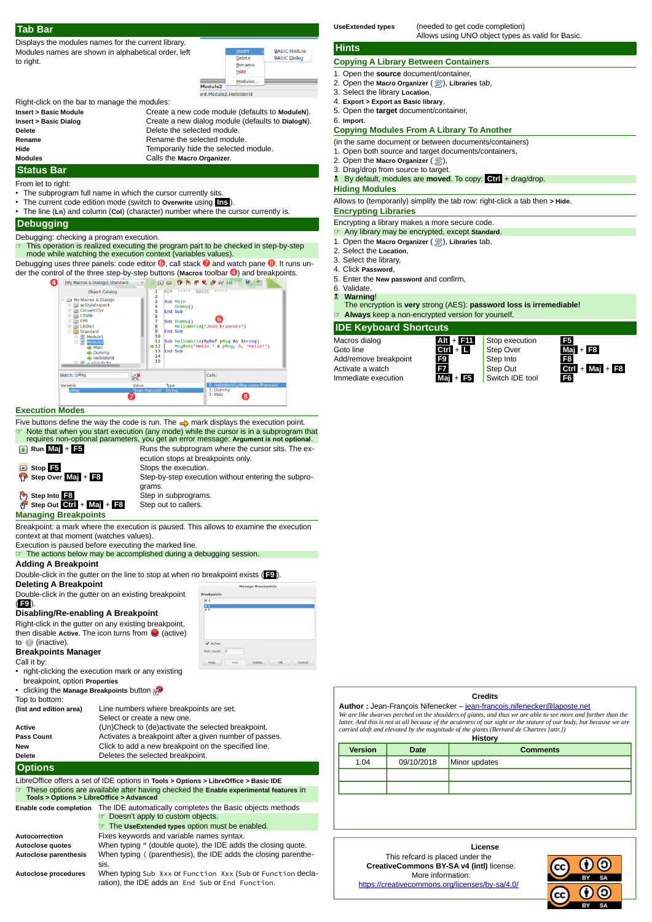## Tab Bar

Displays the modules names for the current library.
Modules names are shown in alphabetical order, left to right.

Right-click on the bar to manage the modules:

| | |
|---|---|
| **Insert > Basic Module** | Create a new code module (defaults to **ModuleN**). |
| **Insert > Basic Dialog** | Create a new dialog module (defaults to **DialogN**). |
| **Delete** | Delete the selected module. |
| **Rename** | Rename the selected module. |
| **Hide** | Temporarily hide the selected module. |
| **Modules** | Calls the **Macro Organizer**. |

## Status Bar

From let to right:

- The subprogram full name in which the cursor currently sits.
- The current code edition mode (switch to **Overwrite** using **Ins**).
- The line (**Ln**) and column (**Col**) (character) number where the cursor currently is.

## Debugging

Debugging: checking a program execution.

☞ This operation is realized executing the program part to be checked in step-by-step mode while watching the execution context (variables values).

Debugging uses three panels: code editor 6, call stack 7 and variables pane 8. It runs under the control of the three step-by-step buttons (**Macros** toolbar 4) and breakpoints.

### Execution Modes

Five buttons define the way the code is run. The ⇨ mark displays the execution point.

☞ Note that when you start execution (any mode) while the cursor is in a subprogram that requires non-optional parameters, you get an error message: **Argument is not optional**.

| | |
|---|---|
| **Run** **Maj** + **F5** | Runs the subprogram where the cursor sits. The execution stops at breakpoints only. |
| **Stop** **F5** | Stops the execution. |
| **Step Over** **Maj** + **F8** | Step-by-step execution without entering the subprograms. |
| **Step Into** **F8** | Step in subprograms. |
| **Step Out** **Ctrl** + **Maj** + **F8** | Step out to callers. |

### Managing Breakpoints

Breakpoint: a mark where the execution is paused. This allows to examine the execution context at that moment (watches values).

Execution is paused before executing the marked line.

☞ The actions below may be accomplished during a debugging session.

#### Adding A Breakpoint

Double-click in the gutter on the line to stop at when no breakpoint exists (**F9**).

#### Deleting A Breakpoint

Double-click in the gutter on an existing breakpoint (**F9**).

#### Disabling/Re-enabling A Breakpoint

Right-click in the gutter on any existing breakpoint, then disable **Active**. The icon turns from (active) to (inactive).

#### Breakpoints Manager

Call it by:

- right-clicking the execution mark or any existing breakpoint, option **Properties**
- clicking the **Manage Breakpoints** button

Top to bottom:

| | |
|---|---|
| **(list and edition area)** | Line numbers where breakpoints are set. Select or create a new one. |
| **Active** | (Un)Check to (de)activate the selected breakpoint. |
| **Pass Count** | Activates a breakpoint after a given number of passes. |
| **New** | Click to add a new breakpoint on the specified line. |
| **Delete** | Deletes the selected breakpoint. |

## Options

LibreOffice offers a set of IDE options in **Tools > Options > LibreOffice > Basic IDE**

☞ These options are available after having checked the **Enable experimental features** in **Tools > Options > LibreOffice > Advanced**

| | |
|---|---|
| **Enable code completion** | The IDE automatically completes the Basic objects methods<br>☞ Doesn't apply to custom objects.<br>☞ The **UseExtended types** option must be enabled. |
| **Autocorrection** | Fixes keywords and variable names syntax. |
| **Autoclose quotes** | When typing " (double quote), the IDE adds the closing quote. |
| **Autoclose parenthesis** | When typing ( (parenthesis), the IDE adds the closing parenthesis. |
| **Autoclose procedures** | When typing `Sub Xxx` or `Function Xxx` (`Sub` or `Function` declaration), the IDE adds an `End Sub` or `End Function`. |
| **UseExtended types** | (needed to get code completion)<br>Allows using UNO object types as valid for Basic. |

## Hints

### Copying A Library Between Containers

1. Open the **source** document/container,
2. Open the **Macro Organizer**, **Libraries** tab,
3. Select the library **Location**,
4. **Export > Export as Basic library**,
5. Open the **target** document/container,
6. **Import**.

### Copying Modules From A Library To Another

(in the same document or between documents/containers)

1. Open both source and target documents/containers,
2. Open the **Macro Organizer**,
3. Drag/drop from source to target.

By default, modules are **moved**. To copy: **Ctrl** + drag/drop.

### Hiding Modules

Allows to (temporarily) simplify the tab row: right-click a tab then **> Hide**.

### Encrypting Libraries

Encrypting a library makes a more secure code.

☞ Any library may be encrypted, except **Standard**.

1. Open the **Macro Organizer**, **Libraries** tab,
2. Select the **Location**,
3. Select the library,
4. Click **Password**,
5. Enter the **New password** and confirm,
6. Validate.

**Warning**!
The encryption is **very** strong (AES): **password loss is irremediable!**

☞ **Always** keep a non-encrypted version for yourself.

## IDE Keyboard Shortcuts

| | | | |
|---|---|---|---|
| Macros dialog | **Alt** + **F11** | Stop execution | **F5** |
| Goto line | **Ctrl** + **L** | Step Over | **Maj** + **F8** |
| Add/remove breakpoint | **F9** | Step Into | **F8** |
| Activate a watch | **F7** | Step Out | **Ctrl** + **Maj** + **F8** |
| Immediate execution | **Maj** + **F5** | Switch IDE tool | **F6** |

### Credits

**Author :** Jean-François Nifenecker – jean-francois.nifenecker@laposte.net

*We are like dwarves perched on the shoulders of giants, and thus we are able to see more and farther than the latter. And this is not at all because of the acuteness of our sight or the stature of our body, but because we are carried aloft and elevated by the magnitude of the giants (Bernard de Chartres [attr.])*

### History

| Version | Date | Comments |
|---|---|---|
| 1.04 | 09/10/2018 | Minor updates |
| | | |
| | | |

### License

This refcard is placed under the
**CreativeCommons BY-SA v4 (intl)** license.
More information:
https://creativecommons.org/licenses/by-sa/4.0/